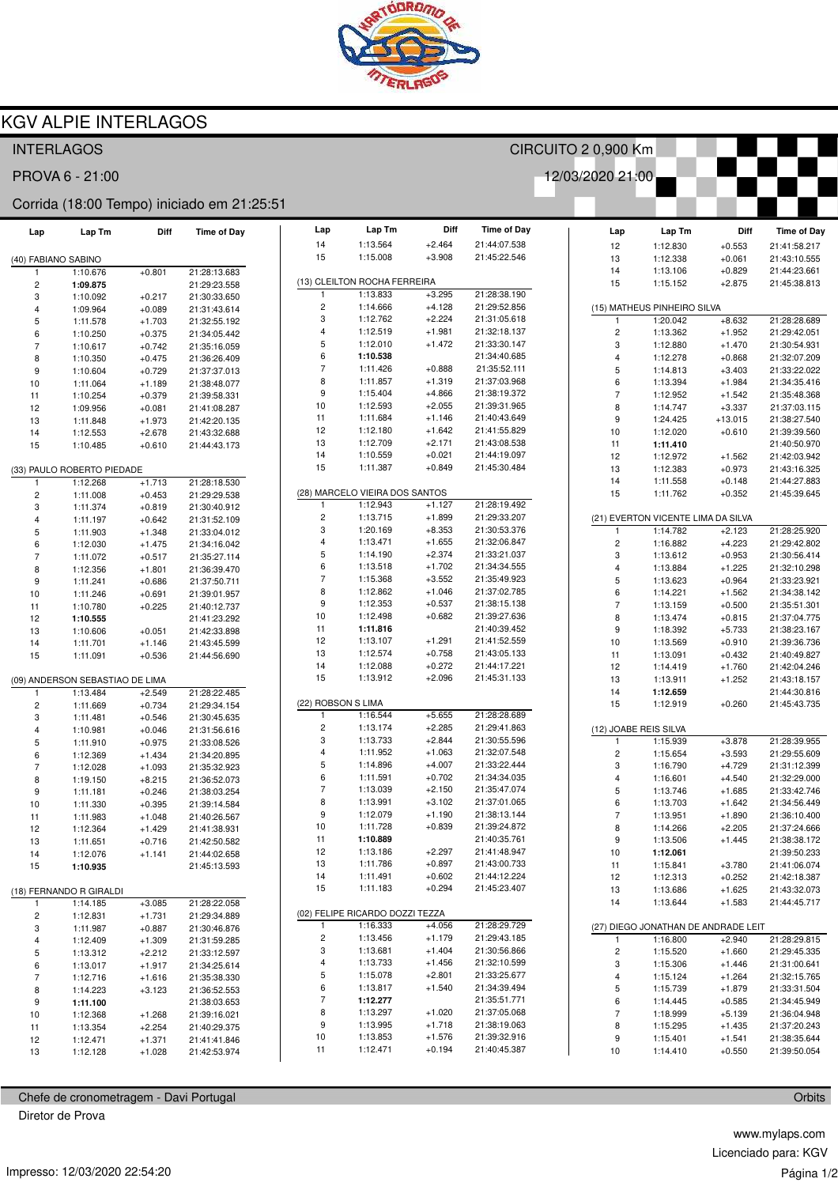# KGV ALPIE INTERLAGOS

INTERLAGOS — CIRCUITO 2 0,900 Km

PROVA 6 - 21:00 — 12/03/2020 21:00

Corrida (18:00 Tempo) iniciado em 21:25:51

### (40) FABIANO SABINO

| Lap | Lap Tm | Diff | Time of Day |
|---|---|---|---|
| 1 | 1:10.676 | +0.801 | 21:28:13.683 |
| 2 | **1:09.875** | | 21:29:23.558 |
| 3 | 1:10.092 | +0.217 | 21:30:33.650 |
| 4 | 1:09.964 | +0.089 | 21:31:43.614 |
| 5 | 1:11.578 | +1.703 | 21:32:55.192 |
| 6 | 1:10.250 | +0.375 | 21:34:05.442 |
| 7 | 1:10.617 | +0.742 | 21:35:16.059 |
| 8 | 1:10.350 | +0.475 | 21:36:26.409 |
| 9 | 1:10.604 | +0.729 | 21:37:37.013 |
| 10 | 1:11.064 | +1.189 | 21:38:48.077 |
| 11 | 1:10.254 | +0.379 | 21:39:58.331 |
| 12 | 1:09.956 | +0.081 | 21:41:08.287 |
| 13 | 1:11.848 | +1.973 | 21:42:20.135 |
| 14 | 1:12.553 | +2.678 | 21:43:32.688 |
| 15 | 1:10.485 | +0.610 | 21:44:43.173 |

### (33) PAULO ROBERTO PIEDADE

| Lap | Lap Tm | Diff | Time of Day |
|---|---|---|---|
| 1 | 1:12.268 | +1.713 | 21:28:18.530 |
| 2 | 1:11.008 | +0.453 | 21:29:29.538 |
| 3 | 1:11.374 | +0.819 | 21:30:40.912 |
| 4 | 1:11.197 | +0.642 | 21:31:52.109 |
| 5 | 1:11.903 | +1.348 | 21:33:04.012 |
| 6 | 1:12.030 | +1.475 | 21:34:16.042 |
| 7 | 1:11.072 | +0.517 | 21:35:27.114 |
| 8 | 1:12.356 | +1.801 | 21:36:39.470 |
| 9 | 1:11.241 | +0.686 | 21:37:50.711 |
| 10 | 1:11.246 | +0.691 | 21:39:01.957 |
| 11 | 1:10.780 | +0.225 | 21:40:12.737 |
| 12 | **1:10.555** | | 21:41:23.292 |
| 13 | 1:10.606 | +0.051 | 21:42:33.898 |
| 14 | 1:11.701 | +1.146 | 21:43:45.599 |
| 15 | 1:11.091 | +0.536 | 21:44:56.690 |

### (09) ANDERSON SEBASTIAO DE LIMA

| Lap | Lap Tm | Diff | Time of Day |
|---|---|---|---|
| 1 | 1:13.484 | +2.549 | 21:28:22.485 |
| 2 | 1:11.669 | +0.734 | 21:29:34.154 |
| 3 | 1:11.481 | +0.546 | 21:30:45.635 |
| 4 | 1:10.981 | +0.046 | 21:31:56.616 |
| 5 | 1:11.910 | +0.975 | 21:33:08.526 |
| 6 | 1:12.369 | +1.434 | 21:34:20.895 |
| 7 | 1:12.028 | +1.093 | 21:35:32.923 |
| 8 | 1:19.150 | +8.215 | 21:36:52.073 |
| 9 | 1:11.181 | +0.246 | 21:38:03.254 |
| 10 | 1:11.330 | +0.395 | 21:39:14.584 |
| 11 | 1:11.983 | +1.048 | 21:40:26.567 |
| 12 | 1:12.364 | +1.429 | 21:41:38.931 |
| 13 | 1:11.651 | +0.716 | 21:42:50.582 |
| 14 | 1:12.076 | +1.141 | 21:44:02.658 |
| 15 | **1:10.935** | | 21:45:13.593 |

### (18) FERNANDO R GIRALDI

| Lap | Lap Tm | Diff | Time of Day |
|---|---|---|---|
| 1 | 1:14.185 | +3.085 | 21:28:22.058 |
| 2 | 1:12.831 | +1.731 | 21:29:34.889 |
| 3 | 1:11.987 | +0.887 | 21:30:46.876 |
| 4 | 1:12.409 | +1.309 | 21:31:59.285 |
| 5 | 1:13.312 | +2.212 | 21:33:12.597 |
| 6 | 1:13.017 | +1.917 | 21:34:25.614 |
| 7 | 1:12.716 | +1.616 | 21:35:38.330 |
| 8 | 1:14.223 | +3.123 | 21:36:52.553 |
| 9 | **1:11.100** | | 21:38:03.653 |
| 10 | 1:12.368 | +1.268 | 21:39:16.021 |
| 11 | 1:13.354 | +2.254 | 21:40:29.375 |
| 12 | 1:12.471 | +1.371 | 21:41:41.846 |
| 13 | 1:12.128 | +1.028 | 21:42:53.974 |
| 14 | 1:13.564 | +2.464 | 21:44:07.538 |
| 15 | 1:15.008 | +3.908 | 21:45:22.546 |

### (13) CLEILTON ROCHA FERREIRA

| Lap | Lap Tm | Diff | Time of Day |
|---|---|---|---|
| 1 | 1:13.833 | +3.295 | 21:28:38.190 |
| 2 | 1:14.666 | +4.128 | 21:29:52.856 |
| 3 | 1:12.762 | +2.224 | 21:31:05.618 |
| 4 | 1:12.519 | +1.981 | 21:32:18.137 |
| 5 | 1:12.010 | +1.472 | 21:33:30.147 |
| 6 | **1:10.538** | | 21:34:40.685 |
| 7 | 1:11.426 | +0.888 | 21:35:52.111 |
| 8 | 1:11.857 | +1.319 | 21:37:03.968 |
| 9 | 1:15.404 | +4.866 | 21:38:19.372 |
| 10 | 1:12.593 | +2.055 | 21:39:31.965 |
| 11 | 1:11.684 | +1.146 | 21:40:43.649 |
| 12 | 1:12.180 | +1.642 | 21:41:55.829 |
| 13 | 1:12.709 | +2.171 | 21:43:08.538 |
| 14 | 1:10.559 | +0.021 | 21:44:19.097 |
| 15 | 1:11.387 | +0.849 | 21:45:30.484 |

### (28) MARCELO VIEIRA DOS SANTOS

| Lap | Lap Tm | Diff | Time of Day |
|---|---|---|---|
| 1 | 1:12.943 | +1.127 | 21:28:19.492 |
| 2 | 1:13.715 | +1.899 | 21:29:33.207 |
| 3 | 1:20.169 | +8.353 | 21:30:53.376 |
| 4 | 1:13.471 | +1.655 | 21:32:06.847 |
| 5 | 1:14.190 | +2.374 | 21:33:21.037 |
| 6 | 1:13.518 | +1.702 | 21:34:34.555 |
| 7 | 1:15.368 | +3.552 | 21:35:49.923 |
| 8 | 1:12.862 | +1.046 | 21:37:02.785 |
| 9 | 1:12.353 | +0.537 | 21:38:15.138 |
| 10 | 1:12.498 | +0.682 | 21:39:27.636 |
| 11 | **1:11.816** | | 21:40:39.452 |
| 12 | 1:13.107 | +1.291 | 21:41:52.559 |
| 13 | 1:12.574 | +0.758 | 21:43:05.133 |
| 14 | 1:12.088 | +0.272 | 21:44:17.221 |
| 15 | 1:13.912 | +2.096 | 21:45:31.133 |

### (22) ROBSON S LIMA

| Lap | Lap Tm | Diff | Time of Day |
|---|---|---|---|
| 1 | 1:16.544 | +5.655 | 21:28:28.689 |
| 2 | 1:13.174 | +2.285 | 21:29:41.863 |
| 3 | 1:13.733 | +2.844 | 21:30:55.596 |
| 4 | 1:11.952 | +1.063 | 21:32:07.548 |
| 5 | 1:14.896 | +4.007 | 21:33:22.444 |
| 6 | 1:11.591 | +0.702 | 21:34:34.035 |
| 7 | 1:13.039 | +2.150 | 21:35:47.074 |
| 8 | 1:13.991 | +3.102 | 21:37:01.065 |
| 9 | 1:12.079 | +1.190 | 21:38:13.144 |
| 10 | 1:11.728 | +0.839 | 21:39:24.872 |
| 11 | **1:10.889** | | 21:40:35.761 |
| 12 | 1:13.186 | +2.297 | 21:41:48.947 |
| 13 | 1:11.786 | +0.897 | 21:43:00.733 |
| 14 | 1:11.491 | +0.602 | 21:44:12.224 |
| 15 | 1:11.183 | +0.294 | 21:45:23.407 |

### (02) FELIPE RICARDO DOZZI TEZZA

| Lap | Lap Tm | Diff | Time of Day |
|---|---|---|---|
| 1 | 1:16.333 | +4.056 | 21:28:29.729 |
| 2 | 1:13.456 | +1.179 | 21:29:43.185 |
| 3 | 1:13.681 | +1.404 | 21:30:56.866 |
| 4 | 1:13.733 | +1.456 | 21:32:10.599 |
| 5 | 1:15.078 | +2.801 | 21:33:25.677 |
| 6 | 1:13.817 | +1.540 | 21:34:39.494 |
| 7 | **1:12.277** | | 21:35:51.771 |
| 8 | 1:13.297 | +1.020 | 21:37:05.068 |
| 9 | 1:13.995 | +1.718 | 21:38:19.063 |
| 10 | 1:13.853 | +1.576 | 21:39:32.916 |
| 11 | 1:12.471 | +0.194 | 21:40:45.387 |
| 12 | 1:12.830 | +0.553 | 21:41:58.217 |
| 13 | 1:12.338 | +0.061 | 21:43:10.555 |
| 14 | 1:13.106 | +0.829 | 21:44:23.661 |
| 15 | 1:15.152 | +2.875 | 21:45:38.813 |

### (15) MATHEUS PINHEIRO SILVA

| Lap | Lap Tm | Diff | Time of Day |
|---|---|---|---|
| 1 | 1:20.042 | +8.632 | 21:28:28.689 |
| 2 | 1:13.362 | +1.952 | 21:29:42.051 |
| 3 | 1:12.880 | +1.470 | 21:30:54.931 |
| 4 | 1:12.278 | +0.868 | 21:32:07.209 |
| 5 | 1:14.813 | +3.403 | 21:33:22.022 |
| 6 | 1:13.394 | +1.984 | 21:34:35.416 |
| 7 | 1:12.952 | +1.542 | 21:35:48.368 |
| 8 | 1:14.747 | +3.337 | 21:37:03.115 |
| 9 | 1:24.425 | +13.015 | 21:38:27.540 |
| 10 | 1:12.020 | +0.610 | 21:39:39.560 |
| 11 | **1:11.410** | | 21:40:50.970 |
| 12 | 1:12.972 | +1.562 | 21:42:03.942 |
| 13 | 1:12.383 | +0.973 | 21:43:16.325 |
| 14 | 1:11.558 | +0.148 | 21:44:27.883 |
| 15 | 1:11.762 | +0.352 | 21:45:39.645 |

### (21) EVERTON VICENTE LIMA DA SILVA

| Lap | Lap Tm | Diff | Time of Day |
|---|---|---|---|
| 1 | 1:14.782 | +2.123 | 21:28:25.920 |
| 2 | 1:16.882 | +4.223 | 21:29:42.802 |
| 3 | 1:13.612 | +0.953 | 21:30:56.414 |
| 4 | 1:13.884 | +1.225 | 21:32:10.298 |
| 5 | 1:13.623 | +0.964 | 21:33:23.921 |
| 6 | 1:14.221 | +1.562 | 21:34:38.142 |
| 7 | 1:13.159 | +0.500 | 21:35:51.301 |
| 8 | 1:13.474 | +0.815 | 21:37:04.775 |
| 9 | 1:18.392 | +5.733 | 21:38:23.167 |
| 10 | 1:13.569 | +0.910 | 21:39:36.736 |
| 11 | 1:13.091 | +0.432 | 21:40:49.827 |
| 12 | 1:14.419 | +1.760 | 21:42:04.246 |
| 13 | 1:13.911 | +1.252 | 21:43:18.157 |
| 14 | **1:12.659** | | 21:44:30.816 |
| 15 | 1:12.919 | +0.260 | 21:45:43.735 |

### (12) JOABE REIS SILVA

| Lap | Lap Tm | Diff | Time of Day |
|---|---|---|---|
| 1 | 1:15.939 | +3.878 | 21:28:39.955 |
| 2 | 1:15.654 | +3.593 | 21:29:55.609 |
| 3 | 1:16.790 | +4.729 | 21:31:12.399 |
| 4 | 1:16.601 | +4.540 | 21:32:29.000 |
| 5 | 1:13.746 | +1.685 | 21:33:42.746 |
| 6 | 1:13.703 | +1.642 | 21:34:56.449 |
| 7 | 1:13.951 | +1.890 | 21:36:10.400 |
| 8 | 1:14.266 | +2.205 | 21:37:24.666 |
| 9 | 1:13.506 | +1.445 | 21:38:38.172 |
| 10 | **1:12.061** | | 21:39:50.233 |
| 11 | 1:15.841 | +3.780 | 21:41:06.074 |
| 12 | 1:12.313 | +0.252 | 21:42:18.387 |
| 13 | 1:13.686 | +1.625 | 21:43:32.073 |
| 14 | 1:13.644 | +1.583 | 21:44:45.717 |

### (27) DIEGO JONATHAN DE ANDRADE LEIT

| Lap | Lap Tm | Diff | Time of Day |
|---|---|---|---|
| 1 | 1:16.800 | +2.940 | 21:28:29.815 |
| 2 | 1:15.520 | +1.660 | 21:29:45.335 |
| 3 | 1:15.306 | +1.446 | 21:31:00.641 |
| 4 | 1:15.124 | +1.264 | 21:32:15.765 |
| 5 | 1:15.739 | +1.879 | 21:33:31.504 |
| 6 | 1:14.445 | +0.585 | 21:34:45.949 |
| 7 | 1:18.999 | +5.139 | 21:36:04.948 |
| 8 | 1:15.295 | +1.435 | 21:37:20.243 |
| 9 | 1:15.401 | +1.541 | 21:38:35.644 |
| 10 | 1:14.410 | +0.550 | 21:39:50.054 |

Chefe de cronometragem - Davi Portugal — Orbits

Diretor de Prova

www.mylaps.com

Licenciado para: KGV

Impresso: 12/03/2020 22:54:20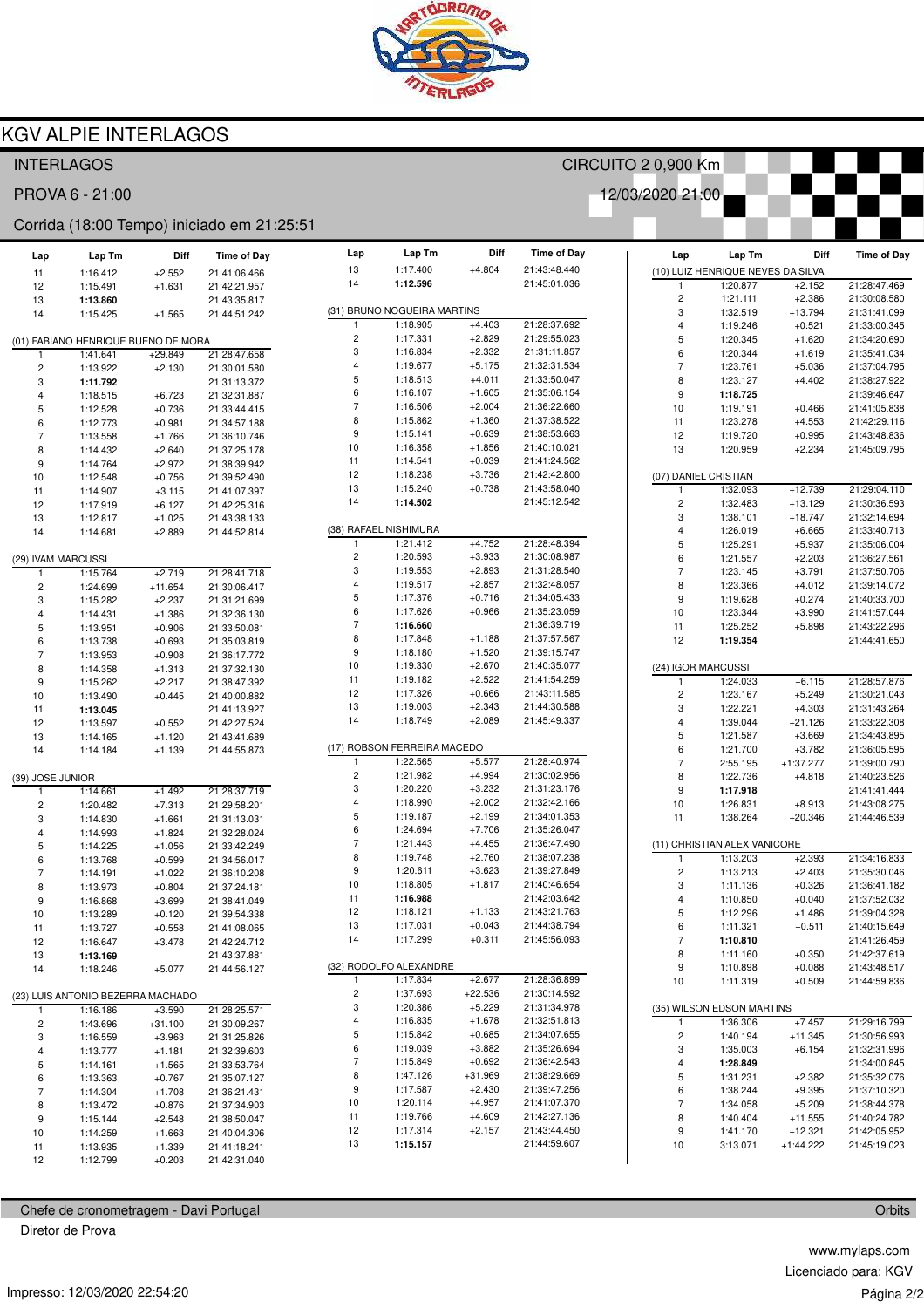# KGV ALPIE INTERLAGOS

INTERLAGOS — CIRCUITO 2 0,900 Km

PROVA 6 - 21:00 — 12/03/2020 21:00

Corrida (18:00 Tempo) iniciado em 21:25:51

| Lap | Lap Tm | Diff | Time of Day |
|---|---|---|---|
| 11 | 1:16.412 | +2.552 | 21:41:06.466 |
| 12 | 1:15.491 | +1.631 | 21:42:21.957 |
| 13 | **1:13.860** | | 21:43:35.817 |
| 14 | 1:15.425 | +1.565 | 21:44:51.242 |

## (01) FABIANO HENRIQUE BUENO DE MORA

| Lap | Lap Tm | Diff | Time of Day |
|---|---|---|---|
| 1 | 1:41.641 | +29.849 | 21:28:47.658 |
| 2 | 1:13.922 | +2.130 | 21:30:01.580 |
| 3 | **1:11.792** | | 21:31:13.372 |
| 4 | 1:18.515 | +6.723 | 21:32:31.887 |
| 5 | 1:12.528 | +0.736 | 21:33:44.415 |
| 6 | 1:12.773 | +0.981 | 21:34:57.188 |
| 7 | 1:13.558 | +1.766 | 21:36:10.746 |
| 8 | 1:14.432 | +2.640 | 21:37:25.178 |
| 9 | 1:14.764 | +2.972 | 21:38:39.942 |
| 10 | 1:12.548 | +0.756 | 21:39:52.490 |
| 11 | 1:14.907 | +3.115 | 21:41:07.397 |
| 12 | 1:17.919 | +6.127 | 21:42:25.316 |
| 13 | 1:12.817 | +1.025 | 21:43:38.133 |
| 14 | 1:14.681 | +2.889 | 21:44:52.814 |

## (29) IVAM MARCUSSI

| Lap | Lap Tm | Diff | Time of Day |
|---|---|---|---|
| 1 | 1:15.764 | +2.719 | 21:28:41.718 |
| 2 | 1:24.699 | +11.654 | 21:30:06.417 |
| 3 | 1:15.282 | +2.237 | 21:31:21.699 |
| 4 | 1:14.431 | +1.386 | 21:32:36.130 |
| 5 | 1:13.951 | +0.906 | 21:33:50.081 |
| 6 | 1:13.738 | +0.693 | 21:35:03.819 |
| 7 | 1:13.953 | +0.908 | 21:36:17.772 |
| 8 | 1:14.358 | +1.313 | 21:37:32.130 |
| 9 | 1:15.262 | +2.217 | 21:38:47.392 |
| 10 | 1:13.490 | +0.445 | 21:40:00.882 |
| 11 | **1:13.045** | | 21:41:13.927 |
| 12 | 1:13.597 | +0.552 | 21:42:27.524 |
| 13 | 1:14.165 | +1.120 | 21:43:41.689 |
| 14 | 1:14.184 | +1.139 | 21:44:55.873 |

## (39) JOSE JUNIOR

| Lap | Lap Tm | Diff | Time of Day |
|---|---|---|---|
| 1 | 1:14.661 | +1.492 | 21:28:37.719 |
| 2 | 1:20.482 | +7.313 | 21:29:58.201 |
| 3 | 1:14.830 | +1.661 | 21:31:13.031 |
| 4 | 1:14.993 | +1.824 | 21:32:28.024 |
| 5 | 1:14.225 | +1.056 | 21:33:42.249 |
| 6 | 1:13.768 | +0.599 | 21:34:56.017 |
| 7 | 1:14.191 | +1.022 | 21:36:10.208 |
| 8 | 1:13.973 | +0.804 | 21:37:24.181 |
| 9 | 1:16.868 | +3.699 | 21:38:41.049 |
| 10 | 1:13.289 | +0.120 | 21:39:54.338 |
| 11 | 1:13.727 | +0.558 | 21:41:08.065 |
| 12 | 1:16.647 | +3.478 | 21:42:24.712 |
| 13 | **1:13.169** | | 21:43:37.881 |
| 14 | 1:18.246 | +5.077 | 21:44:56.127 |

## (23) LUIS ANTONIO BEZERRA MACHADO

| Lap | Lap Tm | Diff | Time of Day |
|---|---|---|---|
| 1 | 1:16.186 | +3.590 | 21:28:25.571 |
| 2 | 1:43.696 | +31.100 | 21:30:09.267 |
| 3 | 1:16.559 | +3.963 | 21:31:25.826 |
| 4 | 1:13.777 | +1.181 | 21:32:39.603 |
| 5 | 1:14.161 | +1.565 | 21:33:53.764 |
| 6 | 1:13.363 | +0.767 | 21:35:07.127 |
| 7 | 1:14.304 | +1.708 | 21:36:21.431 |
| 8 | 1:13.472 | +0.876 | 21:37:34.903 |
| 9 | 1:15.144 | +2.548 | 21:38:50.047 |
| 10 | 1:14.259 | +1.663 | 21:40:04.306 |
| 11 | 1:13.935 | +1.339 | 21:41:18.241 |
| 12 | 1:12.799 | +0.203 | 21:42:31.040 |
| 13 | 1:17.400 | +4.804 | 21:43:48.440 |
| 14 | **1:12.596** | | 21:45:01.036 |

## (31) BRUNO NOGUEIRA MARTINS

| Lap | Lap Tm | Diff | Time of Day |
|---|---|---|---|
| 1 | 1:18.905 | +4.403 | 21:28:37.692 |
| 2 | 1:17.331 | +2.829 | 21:29:55.023 |
| 3 | 1:16.834 | +2.332 | 21:31:11.857 |
| 4 | 1:19.677 | +5.175 | 21:32:31.534 |
| 5 | 1:18.513 | +4.011 | 21:33:50.047 |
| 6 | 1:16.107 | +1.605 | 21:35:06.154 |
| 7 | 1:16.506 | +2.004 | 21:36:22.660 |
| 8 | 1:15.862 | +1.360 | 21:37:38.522 |
| 9 | 1:15.141 | +0.639 | 21:38:53.663 |
| 10 | 1:16.358 | +1.856 | 21:40:10.021 |
| 11 | 1:14.541 | +0.039 | 21:41:24.562 |
| 12 | 1:18.238 | +3.736 | 21:42:42.800 |
| 13 | 1:15.240 | +0.738 | 21:43:58.040 |
| 14 | **1:14.502** | | 21:45:12.542 |

## (38) RAFAEL NISHIMURA

| Lap | Lap Tm | Diff | Time of Day |
|---|---|---|---|
| 1 | 1:21.412 | +4.752 | 21:28:48.394 |
| 2 | 1:20.593 | +3.933 | 21:30:08.987 |
| 3 | 1:19.553 | +2.893 | 21:31:28.540 |
| 4 | 1:19.517 | +2.857 | 21:32:48.057 |
| 5 | 1:17.376 | +0.716 | 21:34:05.433 |
| 6 | 1:17.626 | +0.966 | 21:35:23.059 |
| 7 | **1:16.660** | | 21:36:39.719 |
| 8 | 1:17.848 | +1.188 | 21:37:57.567 |
| 9 | 1:18.180 | +1.520 | 21:39:15.747 |
| 10 | 1:19.330 | +2.670 | 21:40:35.077 |
| 11 | 1:19.182 | +2.522 | 21:41:54.259 |
| 12 | 1:17.326 | +0.666 | 21:43:11.585 |
| 13 | 1:19.003 | +2.343 | 21:44:30.588 |
| 14 | 1:18.749 | +2.089 | 21:45:49.337 |

## (17) ROBSON FERREIRA MACEDO

| Lap | Lap Tm | Diff | Time of Day |
|---|---|---|---|
| 1 | 1:22.565 | +5.577 | 21:28:40.974 |
| 2 | 1:21.982 | +4.994 | 21:30:02.956 |
| 3 | 1:20.220 | +3.232 | 21:31:23.176 |
| 4 | 1:18.990 | +2.002 | 21:32:42.166 |
| 5 | 1:19.187 | +2.199 | 21:34:01.353 |
| 6 | 1:24.694 | +7.706 | 21:35:26.047 |
| 7 | 1:21.443 | +4.455 | 21:36:47.490 |
| 8 | 1:19.748 | +2.760 | 21:38:07.238 |
| 9 | 1:20.611 | +3.623 | 21:39:27.849 |
| 10 | 1:18.805 | +1.817 | 21:40:46.654 |
| 11 | **1:16.988** | | 21:42:03.642 |
| 12 | 1:18.121 | +1.133 | 21:43:21.763 |
| 13 | 1:17.031 | +0.043 | 21:44:38.794 |
| 14 | 1:17.299 | +0.311 | 21:45:56.093 |

## (32) RODOLFO ALEXANDRE

| Lap | Lap Tm | Diff | Time of Day |
|---|---|---|---|
| 1 | 1:17.834 | +2.677 | 21:28:36.899 |
| 2 | 1:37.693 | +22.536 | 21:30:14.592 |
| 3 | 1:20.386 | +5.229 | 21:31:34.978 |
| 4 | 1:16.835 | +1.678 | 21:32:51.813 |
| 5 | 1:15.842 | +0.685 | 21:34:07.655 |
| 6 | 1:19.039 | +3.882 | 21:35:26.694 |
| 7 | 1:15.849 | +0.692 | 21:36:42.543 |
| 8 | 1:47.126 | +31.969 | 21:38:29.669 |
| 9 | 1:17.587 | +2.430 | 21:39:47.256 |
| 10 | 1:20.114 | +4.957 | 21:41:07.370 |
| 11 | 1:19.766 | +4.609 | 21:42:27.136 |
| 12 | 1:17.314 | +2.157 | 21:43:44.450 |
| 13 | **1:15.157** | | 21:44:59.607 |

## (10) LUIZ HENRIQUE NEVES DA SILVA

| Lap | Lap Tm | Diff | Time of Day |
|---|---|---|---|
| 1 | 1:20.877 | +2.152 | 21:28:47.469 |
| 2 | 1:21.111 | +2.386 | 21:30:08.580 |
| 3 | 1:32.519 | +13.794 | 21:31:41.099 |
| 4 | 1:19.246 | +0.521 | 21:33:00.345 |
| 5 | 1:20.345 | +1.620 | 21:34:20.690 |
| 6 | 1:20.344 | +1.619 | 21:35:41.034 |
| 7 | 1:23.761 | +5.036 | 21:37:04.795 |
| 8 | 1:23.127 | +4.402 | 21:38:27.922 |
| 9 | **1:18.725** | | 21:39:46.647 |
| 10 | 1:19.191 | +0.466 | 21:41:05.838 |
| 11 | 1:23.278 | +4.553 | 21:42:29.116 |
| 12 | 1:19.720 | +0.995 | 21:43:48.836 |
| 13 | 1:20.959 | +2.234 | 21:45:09.795 |

## (07) DANIEL CRISTIAN

| Lap | Lap Tm | Diff | Time of Day |
|---|---|---|---|
| 1 | 1:32.093 | +12.739 | 21:29:04.110 |
| 2 | 1:32.483 | +13.129 | 21:30:36.593 |
| 3 | 1:38.101 | +18.747 | 21:32:14.694 |
| 4 | 1:26.019 | +6.665 | 21:33:40.713 |
| 5 | 1:25.291 | +5.937 | 21:35:06.004 |
| 6 | 1:21.557 | +2.203 | 21:36:27.561 |
| 7 | 1:23.145 | +3.791 | 21:37:50.706 |
| 8 | 1:23.366 | +4.012 | 21:39:14.072 |
| 9 | 1:19.628 | +0.274 | 21:40:33.700 |
| 10 | 1:23.344 | +3.990 | 21:41:57.044 |
| 11 | 1:25.252 | +5.898 | 21:43:22.296 |
| 12 | **1:19.354** | | 21:44:41.650 |

## (24) IGOR MARCUSSI

| Lap | Lap Tm | Diff | Time of Day |
|---|---|---|---|
| 1 | 1:24.033 | +6.115 | 21:28:57.876 |
| 2 | 1:23.167 | +5.249 | 21:30:21.043 |
| 3 | 1:22.221 | +4.303 | 21:31:43.264 |
| 4 | 1:39.044 | +21.126 | 21:33:22.308 |
| 5 | 1:21.587 | +3.669 | 21:34:43.895 |
| 6 | 1:21.700 | +3.782 | 21:36:05.595 |
| 7 | 2:55.195 | +1:37.277 | 21:39:00.790 |
| 8 | 1:22.736 | +4.818 | 21:40:23.526 |
| 9 | **1:17.918** | | 21:41:41.444 |
| 10 | 1:26.831 | +8.913 | 21:43:08.275 |
| 11 | 1:38.264 | +20.346 | 21:44:46.539 |

## (11) CHRISTIAN ALEX VANICORE

| Lap | Lap Tm | Diff | Time of Day |
|---|---|---|---|
| 1 | 1:13.203 | +2.393 | 21:34:16.833 |
| 2 | 1:13.213 | +2.403 | 21:35:30.046 |
| 3 | 1:11.136 | +0.326 | 21:36:41.182 |
| 4 | 1:10.850 | +0.040 | 21:37:52.032 |
| 5 | 1:12.296 | +1.486 | 21:39:04.328 |
| 6 | 1:11.321 | +0.511 | 21:40:15.649 |
| 7 | **1:10.810** | | 21:41:26.459 |
| 8 | 1:11.160 | +0.350 | 21:42:37.619 |
| 9 | 1:10.898 | +0.088 | 21:43:48.517 |
| 10 | 1:11.319 | +0.509 | 21:44:59.836 |

## (35) WILSON EDSON MARTINS

| Lap | Lap Tm | Diff | Time of Day |
|---|---|---|---|
| 1 | 1:36.306 | +7.457 | 21:29:16.799 |
| 2 | 1:40.194 | +11.345 | 21:30:56.993 |
| 3 | 1:35.003 | +6.154 | 21:32:31.996 |
| 4 | **1:28.849** | | 21:34:00.845 |
| 5 | 1:31.231 | +2.382 | 21:35:32.076 |
| 6 | 1:38.244 | +9.395 | 21:37:10.320 |
| 7 | 1:34.058 | +5.209 | 21:38:44.378 |
| 8 | 1:40.404 | +11.555 | 21:40:24.782 |
| 9 | 1:41.170 | +12.321 | 21:42:05.952 |
| 10 | 3:13.071 | +1:44.222 | 21:45:19.023 |

Chefe de cronometragem - Davi Portugal — Orbits

Diretor de Prova

www.mylaps.com

Licenciado para: KGV

Impresso: 12/03/2020 22:54:20